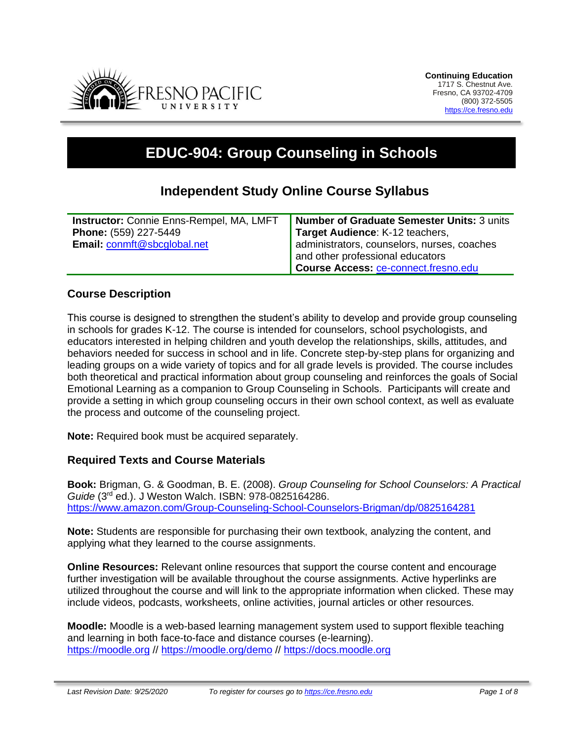**Continuing Education**
1717 S. Chestnut Ave.
Fresno, CA 93702-4709
(800) 372-5505
https://ce.fresno.edu

# EDUC-904: Group Counseling in Schools

## Independent Study Online Course Syllabus

| **Instructor:** Connie Enns-Rempel, MA, LMFT<br>**Phone:** (559) 227-5449<br>**Email:** conmft@sbcglobal.net | **Number of Graduate Semester Units:** 3 units<br>**Target Audience**: K-12 teachers, administrators, counselors, nurses, coaches and other professional educators<br>**Course Access:** ce-connect.fresno.edu |
|---|---|

### Course Description

This course is designed to strengthen the student's ability to develop and provide group counseling in schools for grades K-12. The course is intended for counselors, school psychologists, and educators interested in helping children and youth develop the relationships, skills, attitudes, and behaviors needed for success in school and in life. Concrete step-by-step plans for organizing and leading groups on a wide variety of topics and for all grade levels is provided. The course includes both theoretical and practical information about group counseling and reinforces the goals of Social Emotional Learning as a companion to Group Counseling in Schools. Participants will create and provide a setting in which group counseling occurs in their own school context, as well as evaluate the process and outcome of the counseling project.

**Note:** Required book must be acquired separately.

### Required Texts and Course Materials

**Book:** Brigman, G. & Goodman, B. E. (2008). *Group Counseling for School Counselors: A Practical Guide* (3rd ed.). J Weston Walch. ISBN: 978-0825164286.
https://www.amazon.com/Group-Counseling-School-Counselors-Brigman/dp/0825164281

**Note:** Students are responsible for purchasing their own textbook, analyzing the content, and applying what they learned to the course assignments.

**Online Resources:** Relevant online resources that support the course content and encourage further investigation will be available throughout the course assignments. Active hyperlinks are utilized throughout the course and will link to the appropriate information when clicked. These may include videos, podcasts, worksheets, online activities, journal articles or other resources.

**Moodle:** Moodle is a web-based learning management system used to support flexible teaching and learning in both face-to-face and distance courses (e-learning).
https://moodle.org // https://moodle.org/demo // https://docs.moodle.org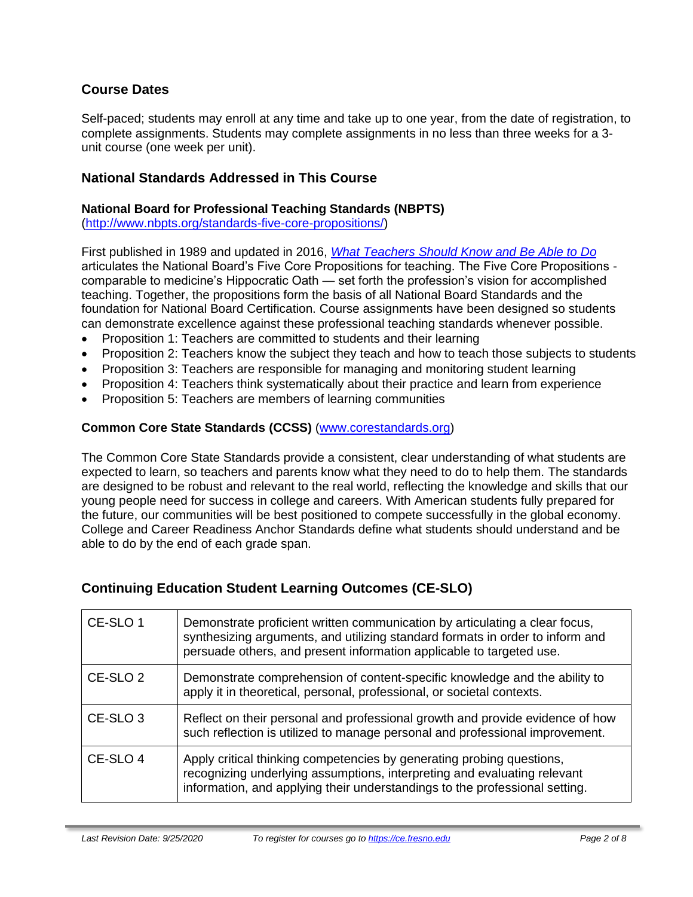## Course Dates

Self-paced; students may enroll at any time and take up to one year, from the date of registration, to complete assignments. Students may complete assignments in no less than three weeks for a 3-unit course (one week per unit).

## National Standards Addressed in This Course

### National Board for Professional Teaching Standards (NBPTS)

(http://www.nbpts.org/standards-five-core-propositions/)

First published in 1989 and updated in 2016, *What Teachers Should Know and Be Able to Do* articulates the National Board's Five Core Propositions for teaching. The Five Core Propositions - comparable to medicine's Hippocratic Oath — set forth the profession's vision for accomplished teaching. Together, the propositions form the basis of all National Board Standards and the foundation for National Board Certification. Course assignments have been designed so students can demonstrate excellence against these professional teaching standards whenever possible.

- Proposition 1: Teachers are committed to students and their learning
- Proposition 2: Teachers know the subject they teach and how to teach those subjects to students
- Proposition 3: Teachers are responsible for managing and monitoring student learning
- Proposition 4: Teachers think systematically about their practice and learn from experience
- Proposition 5: Teachers are members of learning communities

### Common Core State Standards (CCSS) (www.corestandards.org)

The Common Core State Standards provide a consistent, clear understanding of what students are expected to learn, so teachers and parents know what they need to do to help them. The standards are designed to be robust and relevant to the real world, reflecting the knowledge and skills that our young people need for success in college and careers. With American students fully prepared for the future, our communities will be best positioned to compete successfully in the global economy. College and Career Readiness Anchor Standards define what students should understand and be able to do by the end of each grade span.

## Continuing Education Student Learning Outcomes (CE-SLO)

| | |
|---|---|
| CE-SLO 1 | Demonstrate proficient written communication by articulating a clear focus, synthesizing arguments, and utilizing standard formats in order to inform and persuade others, and present information applicable to targeted use. |
| CE-SLO 2 | Demonstrate comprehension of content-specific knowledge and the ability to apply it in theoretical, personal, professional, or societal contexts. |
| CE-SLO 3 | Reflect on their personal and professional growth and provide evidence of how such reflection is utilized to manage personal and professional improvement. |
| CE-SLO 4 | Apply critical thinking competencies by generating probing questions, recognizing underlying assumptions, interpreting and evaluating relevant information, and applying their understandings to the professional setting. |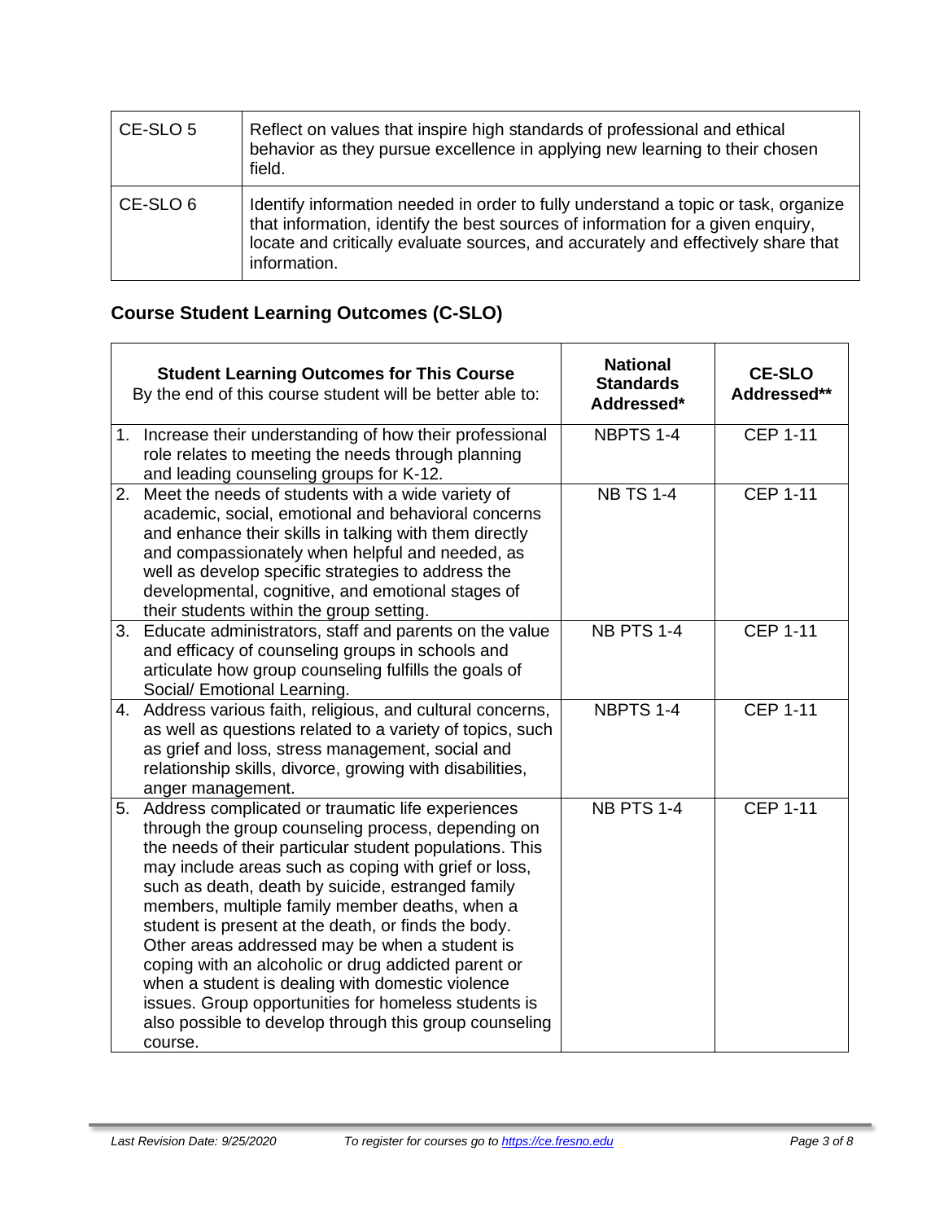| CE-SLO 5 | Reflect on values that inspire high standards of professional and ethical behavior as they pursue excellence in applying new learning to their chosen field. |
|---|---|
| CE-SLO 6 | Identify information needed in order to fully understand a topic or task, organize that information, identify the best sources of information for a given enquiry, locate and critically evaluate sources, and accurately and effectively share that information. |

## Course Student Learning Outcomes (C-SLO)

| **Student Learning Outcomes for This Course** By the end of this course student will be better able to: | **National Standards Addressed*** | **CE-SLO Addressed**** |
|---|---|---|
| 1. Increase their understanding of how their professional role relates to meeting the needs through planning and leading counseling groups for K-12. | NBPTS 1-4 | CEP 1-11 |
| 2. Meet the needs of students with a wide variety of academic, social, emotional and behavioral concerns and enhance their skills in talking with them directly and compassionately when helpful and needed, as well as develop specific strategies to address the developmental, cognitive, and emotional stages of their students within the group setting. | NB TS 1-4 | CEP 1-11 |
| 3. Educate administrators, staff and parents on the value and efficacy of counseling groups in schools and articulate how group counseling fulfills the goals of Social/ Emotional Learning. | NB PTS 1-4 | CEP 1-11 |
| 4. Address various faith, religious, and cultural concerns, as well as questions related to a variety of topics, such as grief and loss, stress management, social and relationship skills, divorce, growing with disabilities, anger management. | NBPTS 1-4 | CEP 1-11 |
| 5. Address complicated or traumatic life experiences through the group counseling process, depending on the needs of their particular student populations. This may include areas such as coping with grief or loss, such as death, death by suicide, estranged family members, multiple family member deaths, when a student is present at the death, or finds the body. Other areas addressed may be when a student is coping with an alcoholic or drug addicted parent or when a student is dealing with domestic violence issues. Group opportunities for homeless students is also possible to develop through this group counseling course. | NB PTS 1-4 | CEP 1-11 |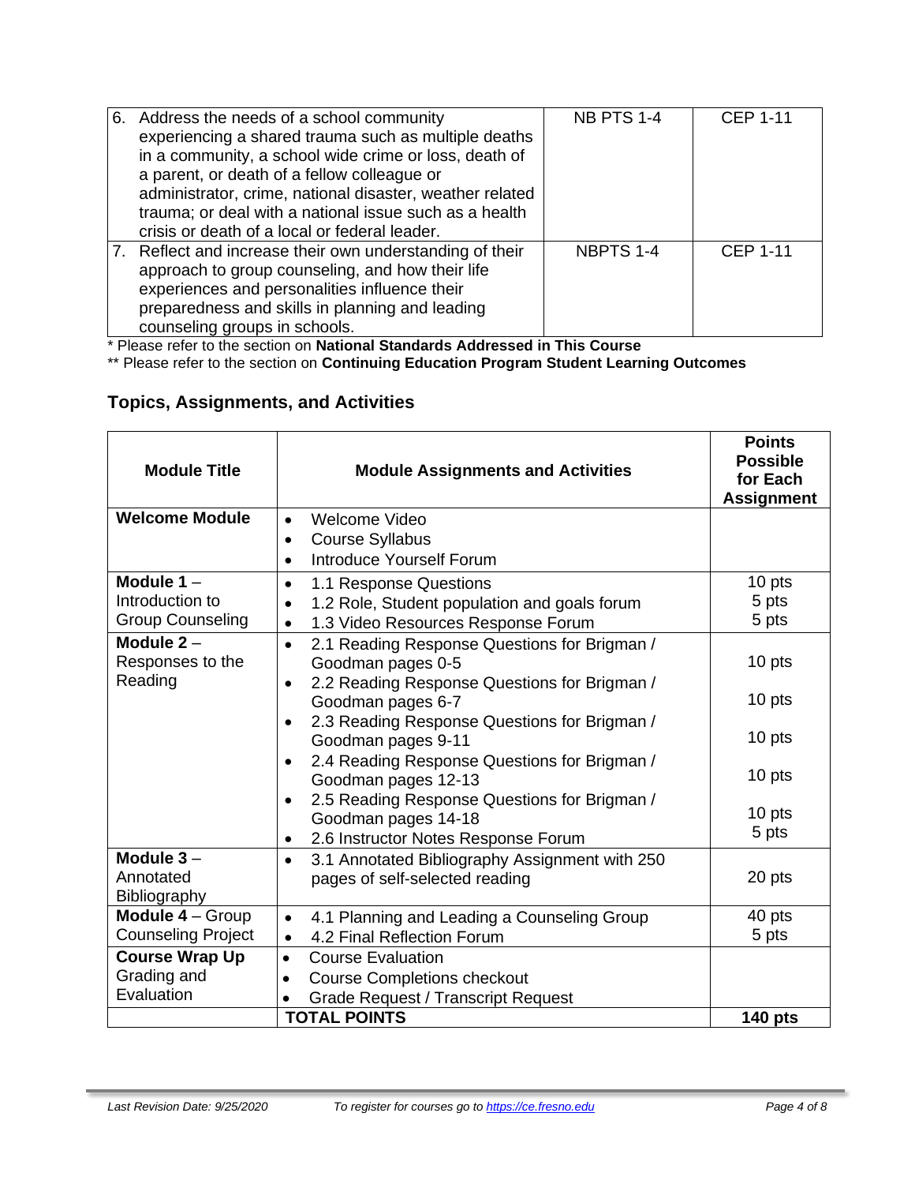| | | |
|---|---|---|
| 6. Address the needs of a school community experiencing a shared trauma such as multiple deaths in a community, a school wide crime or loss, death of a parent, or death of a fellow colleague or administrator, crime, national disaster, weather related trauma; or deal with a national issue such as a health crisis or death of a local or federal leader. | NB PTS 1-4 | CEP 1-11 |
| 7. Reflect and increase their own understanding of their approach to group counseling, and how their life experiences and personalities influence their preparedness and skills in planning and leading counseling groups in schools. | NBPTS 1-4 | CEP 1-11 |

* Please refer to the section on **National Standards Addressed in This Course**

** Please refer to the section on **Continuing Education Program Student Learning Outcomes**

## Topics, Assignments, and Activities

| Module Title | Module Assignments and Activities | Points Possible for Each Assignment |
|---|---|---|
| **Welcome Module** | • Welcome Video<br>• Course Syllabus<br>• Introduce Yourself Forum | |
| **Module 1** – Introduction to Group Counseling | • 1.1 Response Questions<br>• 1.2 Role, Student population and goals forum<br>• 1.3 Video Resources Response Forum | 10 pts<br>5 pts<br>5 pts |
| **Module 2** – Responses to the Reading | • 2.1 Reading Response Questions for Brigman / Goodman pages 0-5<br>• 2.2 Reading Response Questions for Brigman / Goodman pages 6-7<br>• 2.3 Reading Response Questions for Brigman / Goodman pages 9-11<br>• 2.4 Reading Response Questions for Brigman / Goodman pages 12-13<br>• 2.5 Reading Response Questions for Brigman / Goodman pages 14-18<br>• 2.6 Instructor Notes Response Forum | 10 pts<br>10 pts<br>10 pts<br>10 pts<br>10 pts<br>5 pts |
| **Module 3** – Annotated Bibliography | • 3.1 Annotated Bibliography Assignment with 250 pages of self-selected reading | 20 pts |
| **Module 4** – Group Counseling Project | • 4.1 Planning and Leading a Counseling Group<br>• 4.2 Final Reflection Forum | 40 pts<br>5 pts |
| **Course Wrap Up** Grading and Evaluation | • Course Evaluation<br>• Course Completions checkout<br>• Grade Request / Transcript Request | |
| | **TOTAL POINTS** | **140 pts** |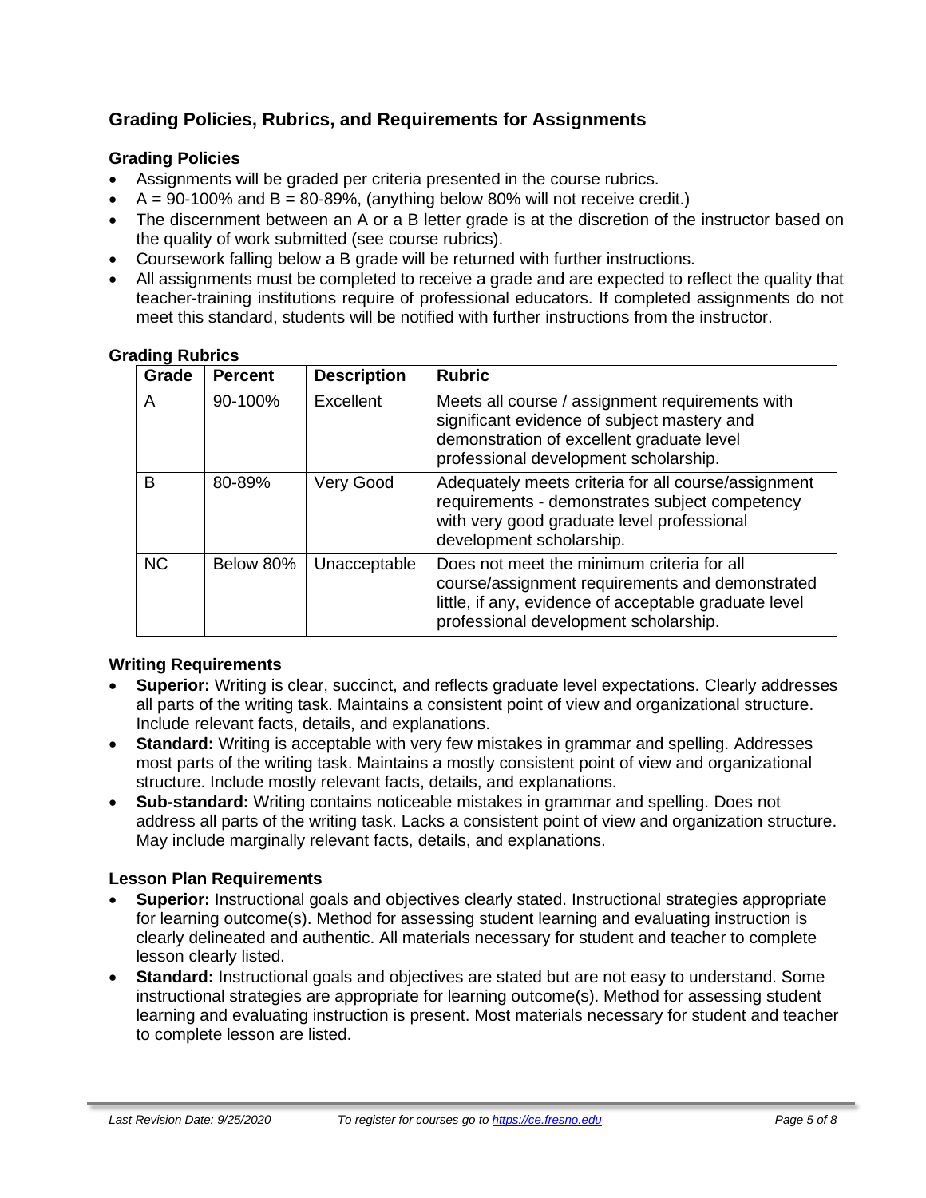## Grading Policies, Rubrics, and Requirements for Assignments

### Grading Policies

- Assignments will be graded per criteria presented in the course rubrics.
- A = 90-100% and B = 80-89%, (anything below 80% will not receive credit.)
- The discernment between an A or a B letter grade is at the discretion of the instructor based on the quality of work submitted (see course rubrics).
- Coursework falling below a B grade will be returned with further instructions.
- All assignments must be completed to receive a grade and are expected to reflect the quality that teacher-training institutions require of professional educators. If completed assignments do not meet this standard, students will be notified with further instructions from the instructor.

### Grading Rubrics

| Grade | Percent | Description | Rubric |
| --- | --- | --- | --- |
| A | 90-100% | Excellent | Meets all course / assignment requirements with significant evidence of subject mastery and demonstration of excellent graduate level professional development scholarship. |
| B | 80-89% | Very Good | Adequately meets criteria for all course/assignment requirements - demonstrates subject competency with very good graduate level professional development scholarship. |
| NC | Below 80% | Unacceptable | Does not meet the minimum criteria for all course/assignment requirements and demonstrated little, if any, evidence of acceptable graduate level professional development scholarship. |

### Writing Requirements

- **Superior:** Writing is clear, succinct, and reflects graduate level expectations. Clearly addresses all parts of the writing task. Maintains a consistent point of view and organizational structure. Include relevant facts, details, and explanations.
- **Standard:** Writing is acceptable with very few mistakes in grammar and spelling. Addresses most parts of the writing task. Maintains a mostly consistent point of view and organizational structure. Include mostly relevant facts, details, and explanations.
- **Sub-standard:** Writing contains noticeable mistakes in grammar and spelling. Does not address all parts of the writing task. Lacks a consistent point of view and organization structure. May include marginally relevant facts, details, and explanations.

### Lesson Plan Requirements

- **Superior:** Instructional goals and objectives clearly stated. Instructional strategies appropriate for learning outcome(s). Method for assessing student learning and evaluating instruction is clearly delineated and authentic. All materials necessary for student and teacher to complete lesson clearly listed.
- **Standard:** Instructional goals and objectives are stated but are not easy to understand. Some instructional strategies are appropriate for learning outcome(s). Method for assessing student learning and evaluating instruction is present. Most materials necessary for student and teacher to complete lesson are listed.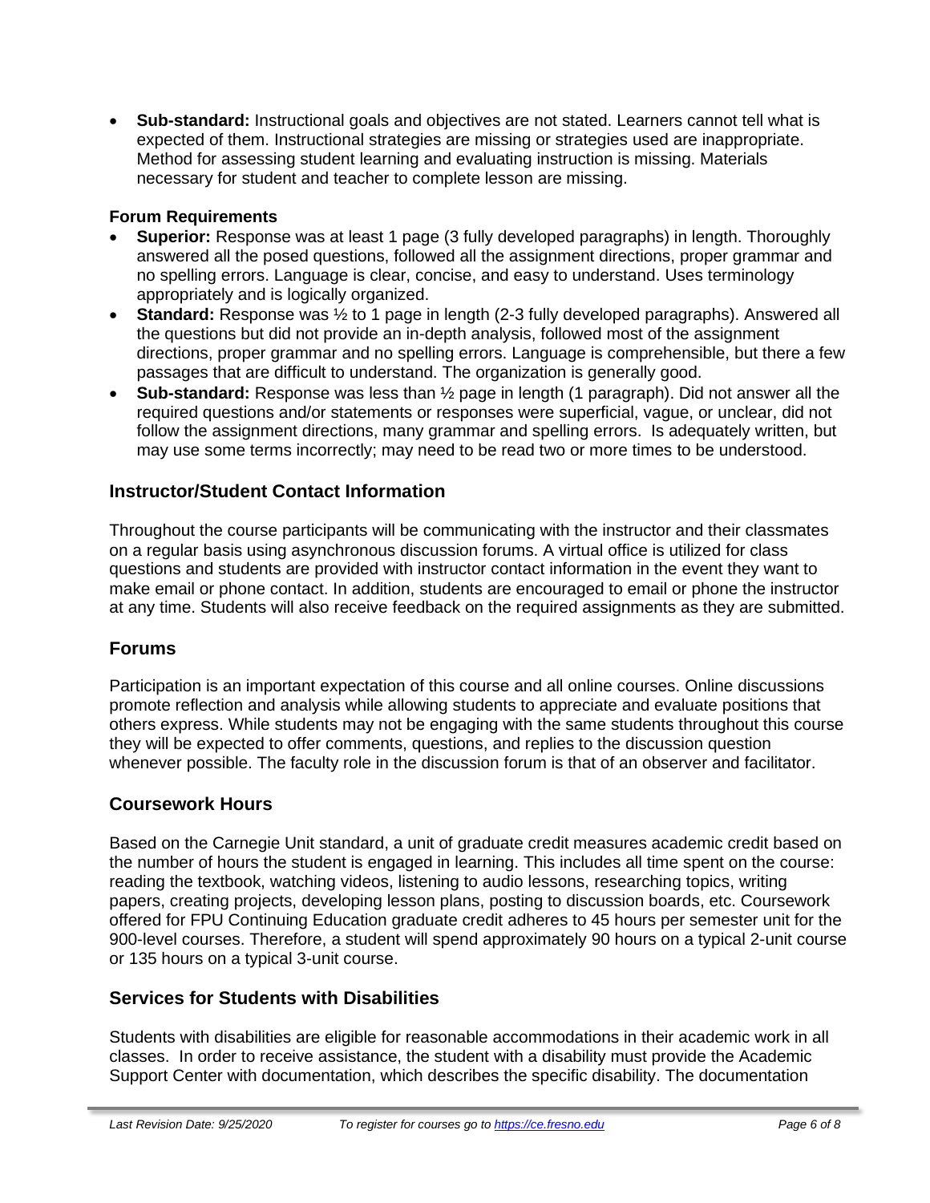- **Sub-standard:** Instructional goals and objectives are not stated. Learners cannot tell what is expected of them. Instructional strategies are missing or strategies used are inappropriate. Method for assessing student learning and evaluating instruction is missing. Materials necessary for student and teacher to complete lesson are missing.

**Forum Requirements**

- **Superior:** Response was at least 1 page (3 fully developed paragraphs) in length. Thoroughly answered all the posed questions, followed all the assignment directions, proper grammar and no spelling errors. Language is clear, concise, and easy to understand. Uses terminology appropriately and is logically organized.
- **Standard:** Response was ½ to 1 page in length (2-3 fully developed paragraphs). Answered all the questions but did not provide an in-depth analysis, followed most of the assignment directions, proper grammar and no spelling errors. Language is comprehensible, but there a few passages that are difficult to understand. The organization is generally good.
- **Sub-standard:** Response was less than ½ page in length (1 paragraph). Did not answer all the required questions and/or statements or responses were superficial, vague, or unclear, did not follow the assignment directions, many grammar and spelling errors. Is adequately written, but may use some terms incorrectly; may need to be read two or more times to be understood.

## Instructor/Student Contact Information

Throughout the course participants will be communicating with the instructor and their classmates on a regular basis using asynchronous discussion forums. A virtual office is utilized for class questions and students are provided with instructor contact information in the event they want to make email or phone contact. In addition, students are encouraged to email or phone the instructor at any time. Students will also receive feedback on the required assignments as they are submitted.

## Forums

Participation is an important expectation of this course and all online courses. Online discussions promote reflection and analysis while allowing students to appreciate and evaluate positions that others express. While students may not be engaging with the same students throughout this course they will be expected to offer comments, questions, and replies to the discussion question whenever possible. The faculty role in the discussion forum is that of an observer and facilitator.

## Coursework Hours

Based on the Carnegie Unit standard, a unit of graduate credit measures academic credit based on the number of hours the student is engaged in learning. This includes all time spent on the course: reading the textbook, watching videos, listening to audio lessons, researching topics, writing papers, creating projects, developing lesson plans, posting to discussion boards, etc. Coursework offered for FPU Continuing Education graduate credit adheres to 45 hours per semester unit for the 900-level courses. Therefore, a student will spend approximately 90 hours on a typical 2-unit course or 135 hours on a typical 3-unit course.

## Services for Students with Disabilities

Students with disabilities are eligible for reasonable accommodations in their academic work in all classes. In order to receive assistance, the student with a disability must provide the Academic Support Center with documentation, which describes the specific disability. The documentation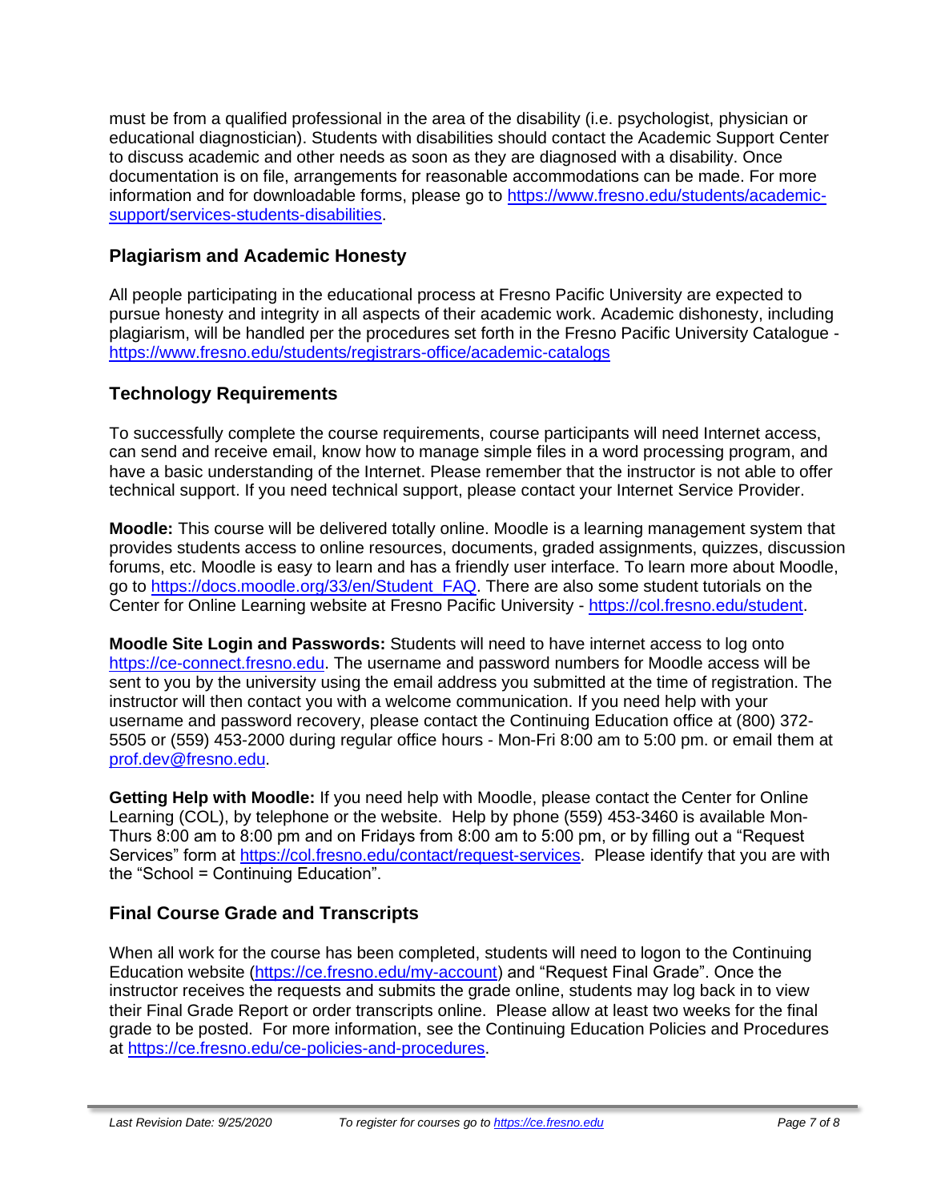must be from a qualified professional in the area of the disability (i.e. psychologist, physician or educational diagnostician). Students with disabilities should contact the Academic Support Center to discuss academic and other needs as soon as they are diagnosed with a disability. Once documentation is on file, arrangements for reasonable accommodations can be made. For more information and for downloadable forms, please go to https://www.fresno.edu/students/academic-support/services-students-disabilities.

## Plagiarism and Academic Honesty

All people participating in the educational process at Fresno Pacific University are expected to pursue honesty and integrity in all aspects of their academic work. Academic dishonesty, including plagiarism, will be handled per the procedures set forth in the Fresno Pacific University Catalogue - https://www.fresno.edu/students/registrars-office/academic-catalogs

## Technology Requirements

To successfully complete the course requirements, course participants will need Internet access, can send and receive email, know how to manage simple files in a word processing program, and have a basic understanding of the Internet. Please remember that the instructor is not able to offer technical support. If you need technical support, please contact your Internet Service Provider.

**Moodle:** This course will be delivered totally online. Moodle is a learning management system that provides students access to online resources, documents, graded assignments, quizzes, discussion forums, etc. Moodle is easy to learn and has a friendly user interface. To learn more about Moodle, go to https://docs.moodle.org/33/en/Student_FAQ. There are also some student tutorials on the Center for Online Learning website at Fresno Pacific University - https://col.fresno.edu/student.

**Moodle Site Login and Passwords:** Students will need to have internet access to log onto https://ce-connect.fresno.edu. The username and password numbers for Moodle access will be sent to you by the university using the email address you submitted at the time of registration. The instructor will then contact you with a welcome communication. If you need help with your username and password recovery, please contact the Continuing Education office at (800) 372-5505 or (559) 453-2000 during regular office hours - Mon-Fri 8:00 am to 5:00 pm. or email them at prof.dev@fresno.edu.

**Getting Help with Moodle:** If you need help with Moodle, please contact the Center for Online Learning (COL), by telephone or the website. Help by phone (559) 453-3460 is available Mon-Thurs 8:00 am to 8:00 pm and on Fridays from 8:00 am to 5:00 pm, or by filling out a "Request Services" form at https://col.fresno.edu/contact/request-services. Please identify that you are with the "School = Continuing Education".

## Final Course Grade and Transcripts

When all work for the course has been completed, students will need to logon to the Continuing Education website (https://ce.fresno.edu/my-account) and "Request Final Grade". Once the instructor receives the requests and submits the grade online, students may log back in to view their Final Grade Report or order transcripts online. Please allow at least two weeks for the final grade to be posted. For more information, see the Continuing Education Policies and Procedures at https://ce.fresno.edu/ce-policies-and-procedures.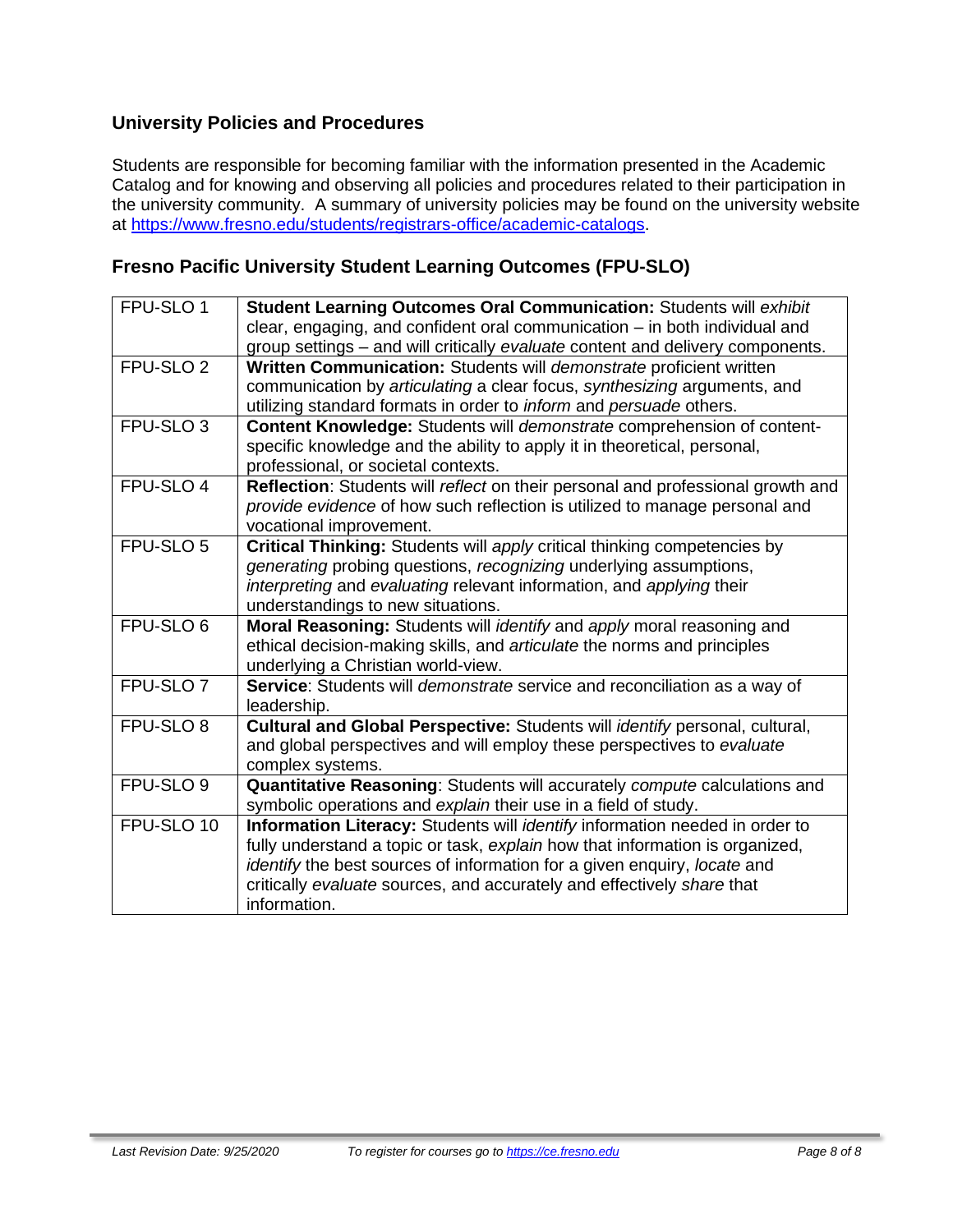### University Policies and Procedures

Students are responsible for becoming familiar with the information presented in the Academic Catalog and for knowing and observing all policies and procedures related to their participation in the university community. A summary of university policies may be found on the university website at [https://www.fresno.edu/students/registrars-office/academic-catalogs](https://www.fresno.edu/students/registrars-office/academic-catalogs).

## Fresno Pacific University Student Learning Outcomes (FPU-SLO)

| | |
|---|---|
| FPU-SLO 1 | **Student Learning Outcomes Oral Communication:** Students will *exhibit* clear, engaging, and confident oral communication – in both individual and group settings – and will critically *evaluate* content and delivery components. |
| FPU-SLO 2 | **Written Communication:** Students will *demonstrate* proficient written communication by *articulating* a clear focus, *synthesizing* arguments, and utilizing standard formats in order to *inform* and *persuade* others. |
| FPU-SLO 3 | **Content Knowledge:** Students will *demonstrate* comprehension of content-specific knowledge and the ability to apply it in theoretical, personal, professional, or societal contexts. |
| FPU-SLO 4 | **Reflection**: Students will *reflect* on their personal and professional growth and *provide evidence* of how such reflection is utilized to manage personal and vocational improvement. |
| FPU-SLO 5 | **Critical Thinking:** Students will *apply* critical thinking competencies by *generating* probing questions, *recognizing* underlying assumptions, *interpreting* and *evaluating* relevant information, and *applying* their understandings to new situations. |
| FPU-SLO 6 | **Moral Reasoning:** Students will *identify* and *apply* moral reasoning and ethical decision-making skills, and *articulate* the norms and principles underlying a Christian world-view. |
| FPU-SLO 7 | **Service**: Students will *demonstrate* service and reconciliation as a way of leadership. |
| FPU-SLO 8 | **Cultural and Global Perspective:** Students will *identify* personal, cultural, and global perspectives and will employ these perspectives to *evaluate* complex systems. |
| FPU-SLO 9 | **Quantitative Reasoning**: Students will accurately *compute* calculations and symbolic operations and *explain* their use in a field of study. |
| FPU-SLO 10 | **Information Literacy:** Students will *identify* information needed in order to fully understand a topic or task, *explain* how that information is organized, *identify* the best sources of information for a given enquiry, *locate* and critically *evaluate* sources, and accurately and effectively *share* that information. |